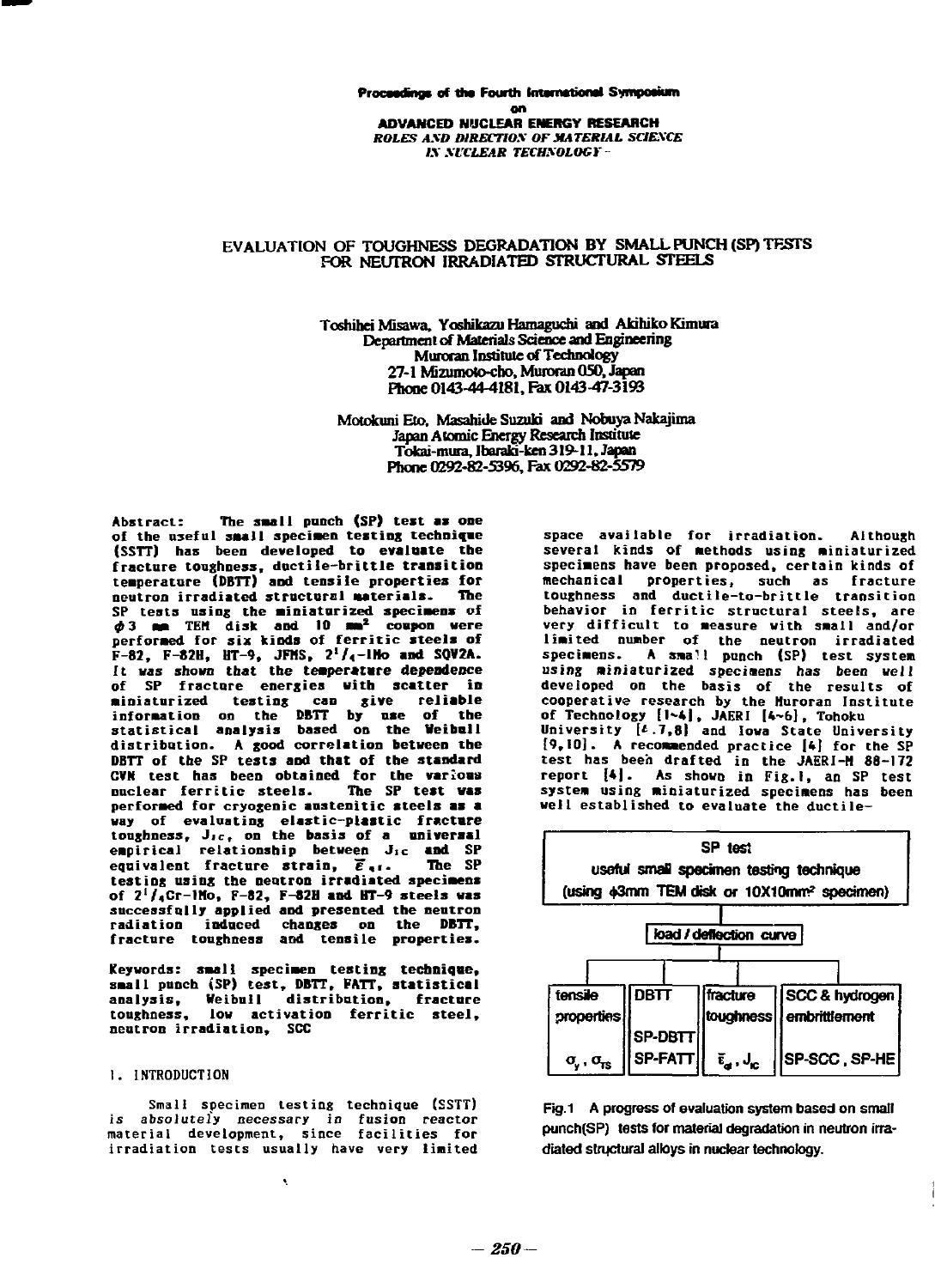**Proceedings of the Fourth International Symposium**
**on**
**ADVANCED NUCLEAR ENERGY RESEARCH**
*ROLES AND DIRECTION OF MATERIAL SCIENCE IN NUCLEAR TECHNOLOGY*

# EVALUATION OF TOUGHNESS DEGRADATION BY SMALL PUNCH (SP) TESTS FOR NEUTRON IRRADIATED STRUCTURAL STEELS

Toshihei Misawa, Yoshikazu Hamaguchi and Akihiko Kimura
Department of Materials Science and Engineering
Muroran Institute of Technology
27-1 Mizumoto-cho, Muroran 050, Japan
Phone 0143-44-4181, Fax 0143-47-3193

Motokuni Eto, Masahide Suzuki and Nobuya Nakajima
Japan Atomic Energy Research Institute
Tokai-mura, Ibaraki-ken 319-11, Japan
Phone 0292-82-5396, Fax 0292-82-5579

**Abstract:** The small punch (SP) test as one of the useful small specimen testing technique (SSTT) has been developed to evaluate the fracture toughness, ductile-brittle transition temperature (DBTT) and tensile properties for neutron irradiated structural materials. The SP tests using the miniaturized specimens of $\phi$3 mm TEM disk and 10 mm$^2$ coupon were performed for six kinds of ferritic steels of F-82, F-82H, HT-9, JFMS, 2$^1/_4$-1Mo and SQV2A. It was shown that the temperature dependence of SP fracture energies with scatter in miniaturized testing can give reliable information on the DBTT by use of the statistical analysis based on the Weibull distribution. A good correlation between the DBTT of the SP tests and that of the standard CVN test has been obtained for the various nuclear ferritic steels. The SP test was performed for cryogenic austenitic steels as a way of evaluating elastic-plastic fracture toughness, $J_{IC}$, on the basis of a universal empirical relationship between $J_{IC}$ and SP equivalent fracture strain, $\bar{\varepsilon}_{qf}$. The SP testing using the neutron irradiated specimens of 2$^1/_4$Cr-1Mo, F-82, F-82H and HT-9 steels was successfully applied and presented the neutron radiation induced changes on the DBTT, fracture toughness and tensile properties.

**Keywords:** small specimen testing technique, small punch (SP) test, DBTT, FATT, statistical analysis, Weibull distribution, fracture toughness, low activation ferritic steel, neutron irradiation, SCC

## 1. INTRODUCTION

Small specimen testing technique (SSTT) *is absolutely necessary in* fusion reactor material development, since facilities for irradiation tests usually have very limited space available for irradiation. Although several kinds of methods using miniaturized specimens have been proposed, certain kinds of mechanical properties, such as fracture toughness and ductile-to-brittle transition behavior in ferritic structural steels, are very difficult to measure with small and/or limited number of the neutron irradiated specimens. A small punch (SP) test system *using miniaturized specimens has been well* developed on the basis of the results of cooperative research by the Muroran Institute of Technology [1~4], JAERI [4~6], Tohoku University [4,7,8] and Iowa State University [9,10]. A recommended practice [4] for the SP test has been drafted in the JAERI-M 88-172 report [4]. As shown in Fig.1, an SP test system using miniaturized specimens has been well established to evaluate the ductile-

| SP test<br>useful small specimen testing technique<br>(using $\phi$3mm TEM disk or 10X10mm$^2$ specimen) | | | |
|---|---|---|---|
| load / deflection curve | | | |
| tensile properties | DBTT | fracture toughness | SCC & hydrogen embrittlement |
| $\sigma_y$, $\sigma_{TS}$ | SP-DBTT<br>SP-FATT | $\bar{\varepsilon}_{qf}$, $J_{IC}$ | SP-SCC, SP-HE |

Fig.1 A progress of evaluation system based on small punch(SP) tests for material degradation in neutron irradiated structural alloys in nuclear technology.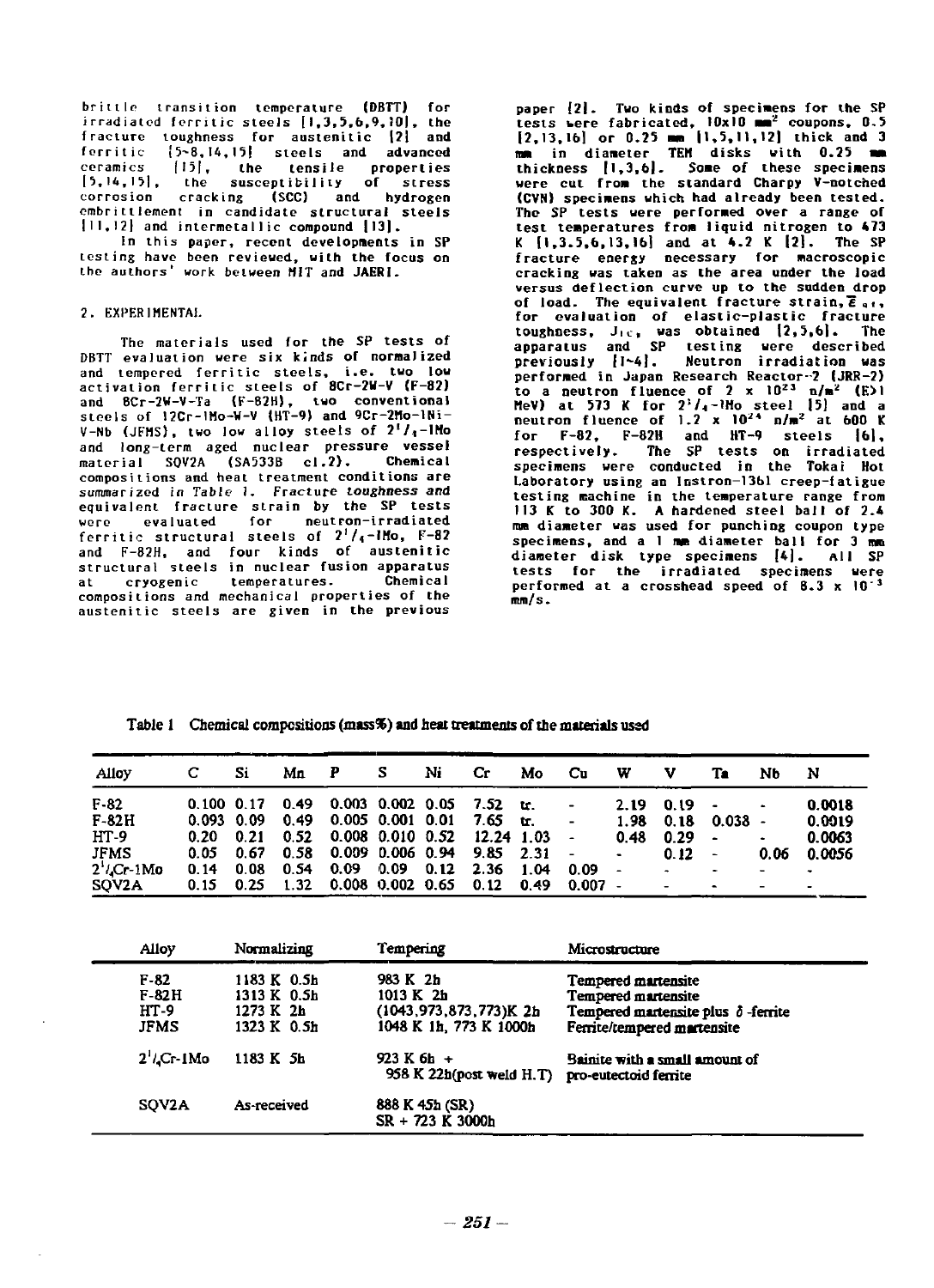brittle transition temperature (DBTT) for irradiated ferritic steels [1,3,5,6,9,10], the fracture toughness for austenitic [2] and ferritic [5~8,14,15] steels and advanced ceramics [15], the tensile properties [5,14,15], the susceptibility of stress corrosion cracking (SCC) and hydrogen embrittlement in candidate structural steels [11,12] and intermetallic compound [13].

In this paper, recent developments in SP testing have been reviewed, with the focus on the authors' work between MIT and JAERI.

## 2. EXPERIMENTAL

The materials used for the SP tests of DBTT evaluation were six kinds of normalized and tempered ferritic steels, i.e. two low activation ferritic steels of 8Cr-2W-V (F-82) and 8Cr-2W-V-Ta (F-82H), two conventional steels of 12Cr-1Mo-W-V (HT-9) and 9Cr-2Mo-1Ni-V-Nb (JFMS), two low alloy steels of $2^1/_4$-1Mo and long-term aged nuclear pressure vessel material SQV2A (SA533B cl.2). Chemical compositions and heat treatment conditions are summarized *in Table 1. Fracture toughness and* equivalent fracture strain by the SP tests were evaluated for neutron-irradiated ferritic structural steels of $2^1/_4$-1Mo, F-82 and F-82H, and four kinds of austenitic structural steels in nuclear fusion apparatus at cryogenic temperatures. Chemical compositions and mechanical properties of the austenitic steels are given in the previous paper [2]. Two kinds of specimens for the SP tests were fabricated, 10x10 mm$^2$ coupons, 0.5 [2,13,16] or 0.25 mm [1,5,11,12] thick and 3 mm in diameter TEM disks with 0.25 mm thickness [1,3,6]. Some of these specimens were cut from the standard Charpy V-notched (CVN) specimens which had already been tested. The SP tests were performed over a range of test temperatures from liquid nitrogen to 473 K [1,3,5,6,13,16] and at 4.2 K [2]. The SP fracture energy necessary for macroscopic cracking was taken as the area under the load versus deflection curve up to the sudden drop of load. The equivalent fracture strain, $\bar{\varepsilon}_{qf}$, for evaluation of elastic-plastic fracture toughness, $J_{IC}$, was obtained [2,5,6]. The apparatus and SP testing were described previously [1~4]. Neutron irradiation was performed in Japan Research Reactor-2 (JRR-2) to a neutron fluence of 2 x $10^{23}$ n/m$^2$ (E>1 MeV) at 573 K for $2^1/_4$-1Mo steel [5] and a neutron fluence of 1.2 x $10^{24}$ n/m$^2$ at 600 K for F-82, F-82H and HT-9 steels [6], respectively. The SP tests on irradiated specimens were conducted in the Tokai Hot Laboratory using an Instron-1361 creep-fatigue testing machine in the temperature range from 113 K to 300 K. A hardened steel ball of 2.4 mm diameter was used for punching coupon type specimens, and a 1 mm diameter ball for 3 mm diameter disk type specimens [4]. All SP tests for the irradiated specimens were performed at a crosshead speed of 8.3 x $10^{-3}$ mm/s.

Table 1 Chemical compositions (mass%) and heat treatments of the materials used

| Alloy | C | Si | Mn | P | S | Ni | Cr | Mo | Cu | W | V | Ta | Nb | N |
|---|---|---|---|---|---|---|---|---|---|---|---|---|---|---|
| F-82 | 0.100 | 0.17 | 0.49 | 0.003 | 0.002 | 0.05 | 7.52 | tr. | - | 2.19 | 0.19 | - | - | 0.0018 |
| F-82H | 0.093 | 0.09 | 0.49 | 0.005 | 0.001 | 0.01 | 7.65 | tr. | - | 1.98 | 0.18 | 0.038 | - | 0.0019 |
| HT-9 | 0.20 | 0.21 | 0.52 | 0.008 | 0.010 | 0.52 | 12.24 | 1.03 | - | 0.48 | 0.29 | - | - | 0.0063 |
| JFMS | 0.05 | 0.67 | 0.58 | 0.009 | 0.006 | 0.94 | 9.85 | 2.31 | - | - | 0.12 | - | 0.06 | 0.0056 |
| $2^1/_4$Cr-1Mo | 0.14 | 0.08 | 0.54 | 0.09 | 0.09 | 0.12 | 2.36 | 1.04 | 0.09 | - | - | - | - | - |
| SQV2A | 0.15 | 0.25 | 1.32 | 0.008 | 0.002 | 0.65 | 0.12 | 0.49 | 0.007 | - | - | - | - | - |

| Alloy | Normalizing | Tempering | Microstructure |
|---|---|---|---|
| F-82 | 1183 K 0.5h | 983 K 2h | Tempered martensite |
| F-82H | 1313 K 0.5h | 1013 K 2h | Tempered martensite |
| HT-9 | 1273 K 2h | (1043,973,873,773)K 2h | Tempered martensite plus δ-ferrite |
| JFMS | 1323 K 0.5h | 1048 K 1h, 773 K 1000h | Ferrite/tempered martensite |
| $2^1/_4$Cr-1Mo | 1183 K 5h | 923 K 6h + 958 K 22h(post weld H.T) | Bainite with a small amount of pro-eutectoid ferrite |
| SQV2A | As-received | 888 K 45h (SR) SR + 723 K 3000h | |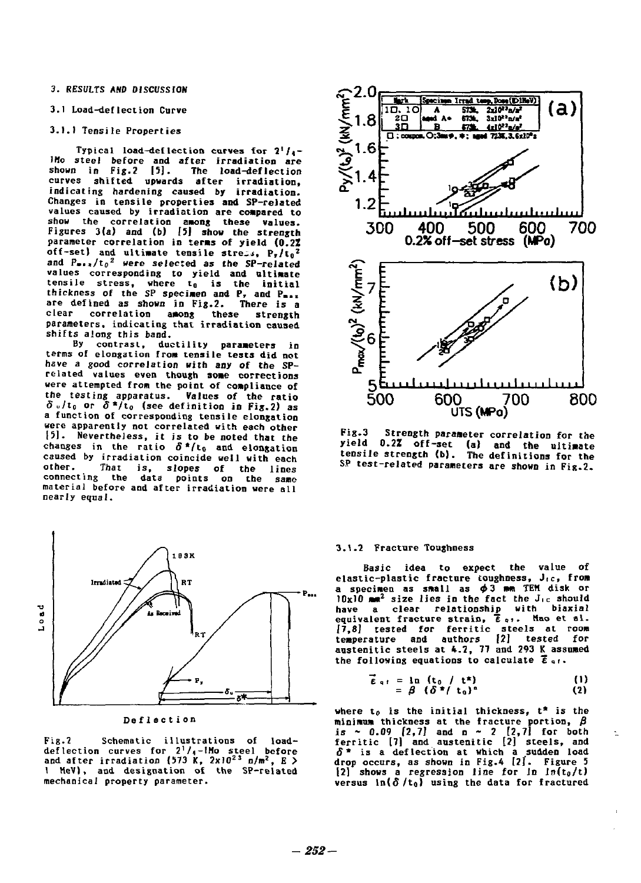### 3. RESULTS AND DISCUSSION

#### 3.1 Load-deflection Curve

##### 3.1.1 Tensile Properties

Typical load-deflection curves for $2^1/_4$-1Mo steel before and after irradiation are shown in Fig.2 [5]. The load-deflection curves shifted upwards after irradiation, indicating hardening caused by irradiation. Changes in tensile properties and SP-related values caused by irradiation are compared to show the correlation among these values. Figures 3(a) and (b) [5] show the strength parameter correlation in terms of yield (0.2% off-set) and ultimate tensile stress, $P_y/t_0^2$ and $P_{max}/t_0^2$ were selected as the SP-related values corresponding to yield and ultimate tensile stress, where $t_0$ is the initial thickness of the SP specimen and $P_y$ and $P_{max}$ are defined as shown in Fig.2. There is a clear correlation among these strength parameters, indicating that irradiation caused shifts along this band.

By contrast, ductility parameters in terms of elongation from tensile tests did not have a good correlation with any of the SP-related values even though some corrections were attempted from the point of compliance of the testing apparatus. Values of the ratio $\delta_u/t_0$ or $\delta^*/t_0$ (see definition in Fig.2) as a function of corresponding tensile elongation were apparently not correlated with each other [5]. Nevertheless, it is to be noted that the changes in the ratio $\delta^*/t_0$ and elongation caused by irradiation coincide well with each other. That is, slopes of the lines connecting the data points on the same material before and after irradiation were all nearly equal.

Fig.2 Schematic illustrations of load-deflection curves for $2^1/_4$-1Mo steel before and after irradiation (573 K, $2\times10^{23}$ n/m$^2$, E > 1 MeV), and designation of the SP-related mechanical property parameter.

Fig.3 Strength parameter correlation for the yield 0.2% off-set (a) and the ultimate tensile strength (b). The definitions for the SP test-related parameters are shown in Fig.2.

##### 3.1.2 Fracture Toughness

Basic idea to expect the value of elastic-plastic fracture toughness, $J_{IC}$, from a specimen as small as $\phi$3 mm TEM disk or 10x10 mm$^2$ size lies in the fact the $J_{IC}$ should have a clear relationship with biaxial equivalent fracture strain, $\bar{\varepsilon}_{qf}$. Mao et al. [7,8] tested for ferritic steels at room temperature and authors [2] tested for austenitic steels at 4.2, 77 and 293 K assumed the following equations to calculate $\bar{\varepsilon}_{qf}$.

$$\bar{\varepsilon}_{qf} = \ln\,(t_0\ /\ t^*) \qquad (1)$$

$$= \beta\ (\delta^*/\ t_0)^n \qquad (2)$$

where $t_0$ is the initial thickness, $t^*$ is the minimum thickness at the fracture portion, $\beta$ is ~ 0.09 [2,7] and n ~ 2 [2,7] for both ferritic [7] and austenitic [2] steels, and $\delta^*$ is a deflection at which a sudden load drop occurs, as shown in Fig.4 [2]. Figure 5 [2] shows a regression line for ln $\ln(t_0/t)$ versus $\ln(\delta/t_0)$ using the data for fractured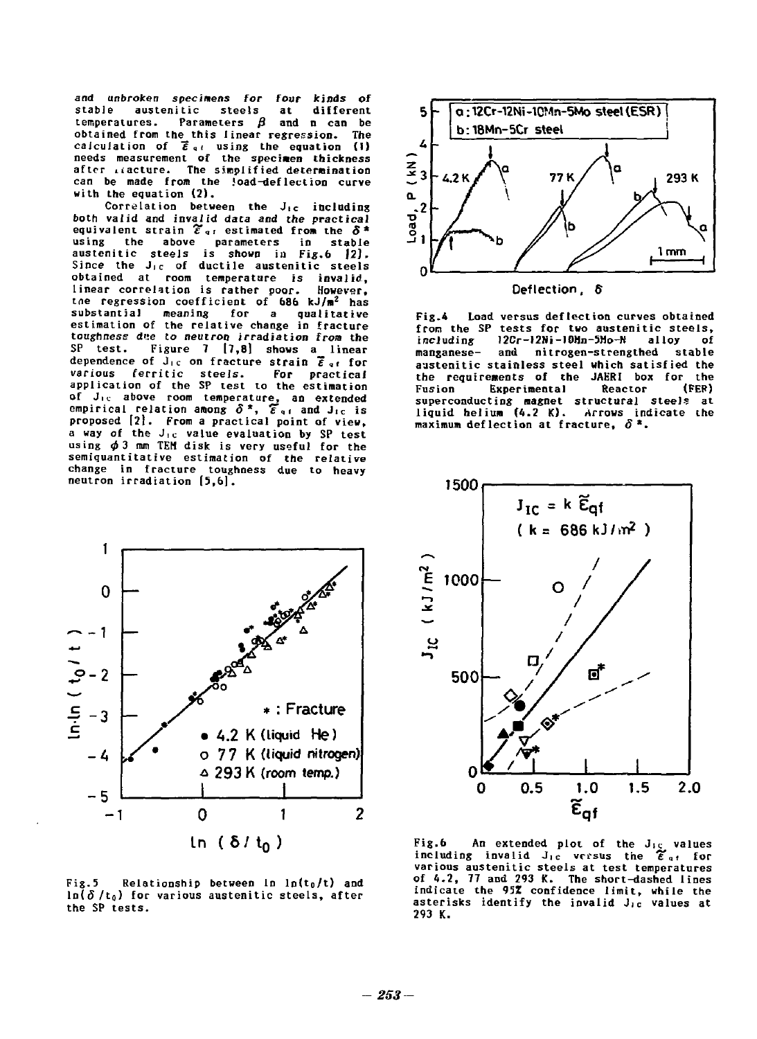and unbroken specimens for four kinds of stable austenitic steels at different temperatures. Parameters $\beta$ and n can be obtained from the this linear regression. The calculation of $\tilde{\varepsilon}_{qf}$ using the equation (1) needs measurement of the specimen thickness after fracture. The simplified determination can be made from the load-deflection curve with the equation (2).

Correlation between the $J_{IC}$ including both valid and invalid data and the practical equivalent strain $\tilde{\varepsilon}_{qf}$ estimated from the $\delta^*$ using the above parameters in stable austenitic steels is shown in Fig.6 [2]. Since the $J_{IC}$ of ductile austenitic steels obtained at room temperature is invalid, linear correlation is rather poor. However, the regression coefficient of 686 kJ/m$^2$ has substantial meaning for a qualitative estimation of the relative change in fracture toughness due to neutron irradiation from the SP test. Figure 7 [7,8] shows a linear dependence of $J_{IC}$ on fracture strain $\tilde{\varepsilon}_{qf}$ for various ferritic steels. For practical application of the SP test to the estimation of $J_{IC}$ above room temperature, an extended empirical relation among $\delta^*$, $\tilde{\varepsilon}_{qf}$ and $J_{IC}$ is proposed [2]. From a practical point of view, a way of the $J_{IC}$ value evaluation by SP test using $\phi$ 3 mm TEM disk is very useful for the semiquantitative estimation of the relative change in fracture toughness due to heavy neutron irradiation [5,6].

Fig.4 Load versus deflection curves obtained from the SP tests for two austenitic steels, including 12Cr-12Ni-10Mn-5Mo-N alloy of manganese- and nitrogen-strengthed stable austenitic stainless steel which satisfied the the requirements of the JAERI box for the Fusion Experimental Reactor (FER) superconducting magnet structural steels at liquid helium (4.2 K). Arrows indicate the maximum deflection at fracture, $\delta^*$.

Fig.5 Relationship between ln ln($t_0$/t) and ln($\delta$/$t_0$) for various austenitic steels, after the SP tests.

Fig.6 An extended plot of the $J_{IC}$ values including invalid $J_{IC}$ versus the $\tilde{\varepsilon}_{qf}$ for various austenitic steels at test temperatures of 4.2, 77 and 293 K. The short-dashed lines indicate the 95% confidence limit, while the asterisks identify the invalid $J_{IC}$ values at 293 K.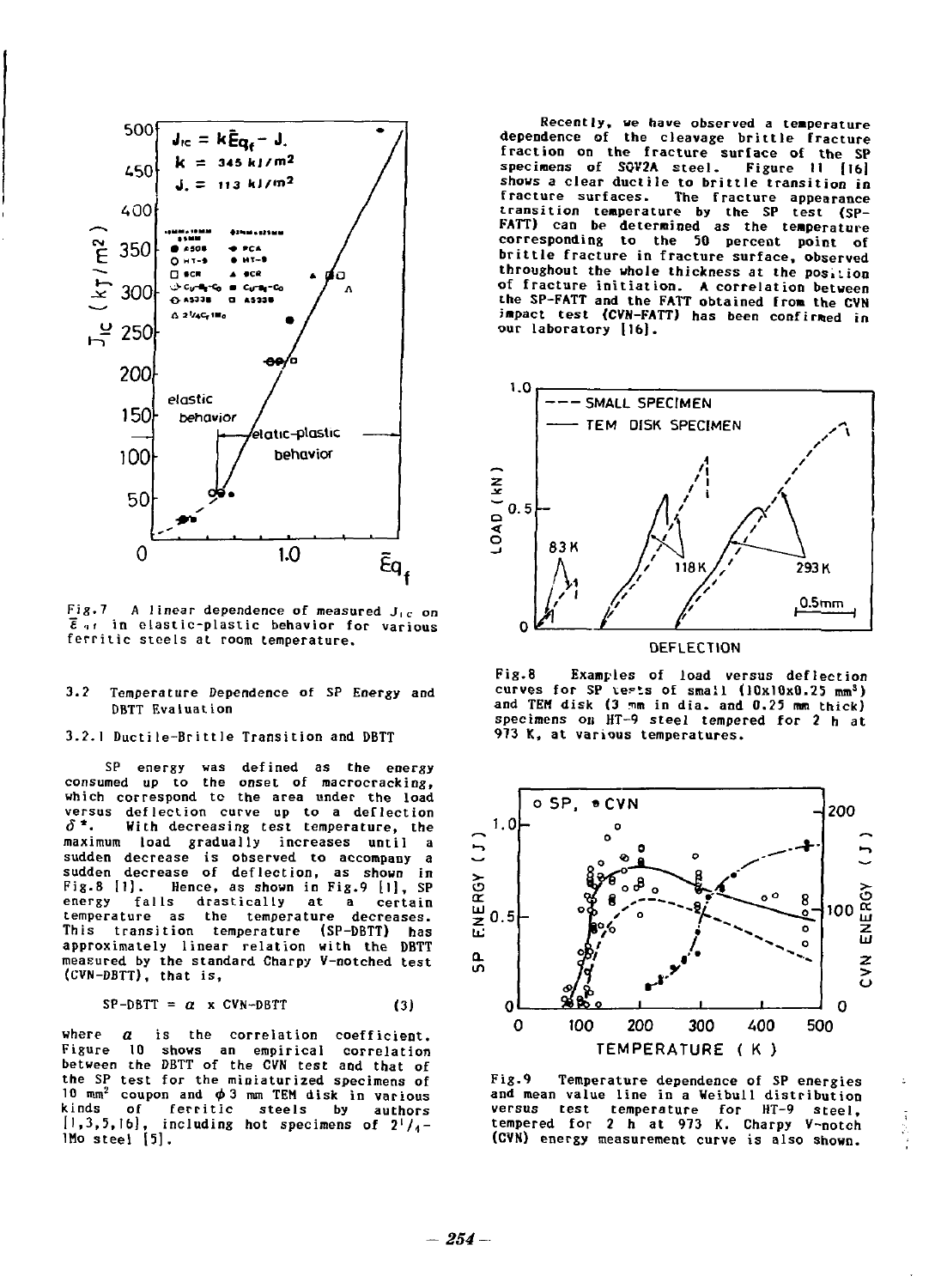Fig.7 A linear dependence of measured $J_{IC}$ on $\bar{\varepsilon}_{qf}$ in elastic-plastic behavior for various ferritic steels at room temperature.

### 3.2 Temperature Dependence of SP Energy and DBTT Evaluation

#### 3.2.1 Ductile-Brittle Transition and DBTT

SP energy was defined as the energy consumed up to the onset of macrocracking, which correspond to the area under the load versus deflection curve up to a deflection $\delta^*$. With decreasing test temperature, the maximum load gradually increases until a sudden decrease is observed to accompany a sudden decrease of deflection, as shown in Fig.8 [1]. Hence, as shown in Fig.9 [1], SP energy falls drastically at a certain temperature as the temperature decreases. This transition temperature (SP-DBTT) has approximately linear relation with the DBTT measured by the standard Charpy V-notched test (CVN-DBTT), that is,

$$\text{SP-DBTT} = \alpha \times \text{CVN-DBTT} \qquad (3)$$

where $\alpha$ is the correlation coefficient. Figure 10 shows an empirical correlation between the DBTT of the CVN test and that of the SP test for the miniaturized specimens of 10 mm$^2$ coupon and $\phi$3 mm TEM disk in various kinds of ferritic steels by authors [1,3,5,16], including hot specimens of $2^1/_4$-1Mo steel [5].

Recently, we have observed a temperature dependence of the cleavage brittle fracture fraction on the fracture surface of the SP specimens of SQV2A steel. Figure 11 [16] shows a clear ductile to brittle transition in fracture surfaces. The fracture appearance transition temperature by the SP test (SP-FATT) can be determined as the temperature corresponding to the 50 percent point of brittle fracture in fracture surface, observed throughout the whole thickness at the position of fracture initiation. A correlation between the SP-FATT and the FATT obtained from the CVN impact test (CVN-FATT) has been confirmed in our laboratory [16].

Fig.8 Examples of load versus deflection curves for SP tests of small (10x10x0.25 mm$^3$) and TEM disk (3 mm in dia. and 0.25 mm thick) specimens on HT-9 steel tempered for 2 h at 973 K, at various temperatures.

Fig.9 Temperature dependence of SP energies and mean value line in a Weibull distribution versus test temperature for HT-9 steel, tempered for 2 h at 973 K. Charpy V-notch (CVN) energy measurement curve is also shown.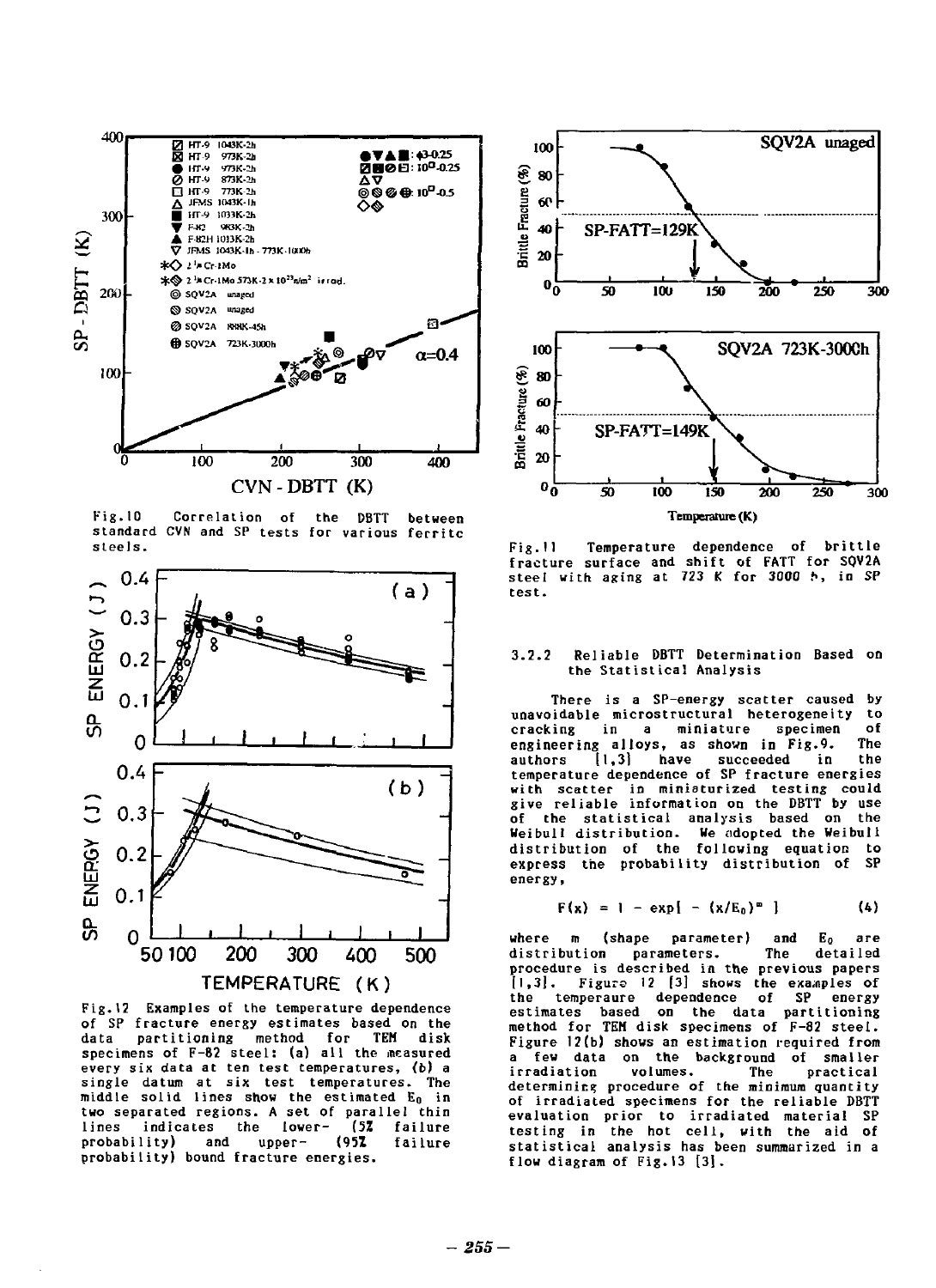Fig.10 Correlation of the DBTT between standard CVN and SP tests for various ferritc steels.

Fig.12 Examples of the temperature dependence of SP fracture energy estimates based on the data partitioning method for TEM disk specimens of F-82 steel: (a) all the measured every six data at ten test temperatures, (b) a single datum at six test temperatures. The middle solid lines show the estimated $E_0$ in two separated regions. A set of parallel thin lines indicates the lower- (5% failure probability) and upper- (95% failure probability) bound fracture energies.

Fig.11 Temperature dependence of brittle fracture surface and shift of FATT for SQV2A steel with aging at 723 K for 3000 h, in SP test.

#### 3.2.2 Reliable DBTT Determination Based on the Statistical Analysis

There is a SP-energy scatter caused by unavoidable microstructural heterogeneity to cracking in a miniature specimen of engineering alloys, as shown in Fig.9. The authors [1,3] have succeeded in the temperature dependence of SP fracture energies with scatter in miniaturized testing could give reliable information on the DBTT by use of the statistical analysis based on the Weibull distribution. We adopted the Weibull distribution of the following equation to express the probability distribution of SP energy,

$$F(x) = 1 - \exp[ - (x/E_0)^m ] \tag{4}$$

where m (shape parameter) and $E_0$ are distribution parameters. The detailed procedure is described in the previous papers [1,3]. Figure 12 [3] shows the examples of the temperaure dependence of SP energy estimates based on the data partitioning method for TEM disk specimens of F-82 steel. Figure 12(b) shows an estimation required from a few data on the background of smaller irradiation volumes. The practical determining procedure of the minimum quantity of irradiated specimens for the reliable DBTT evaluation prior to irradiated material SP testing in the hot cell, with the aid of statistical analysis has been summarized in a flow diagram of Fig.13 [3].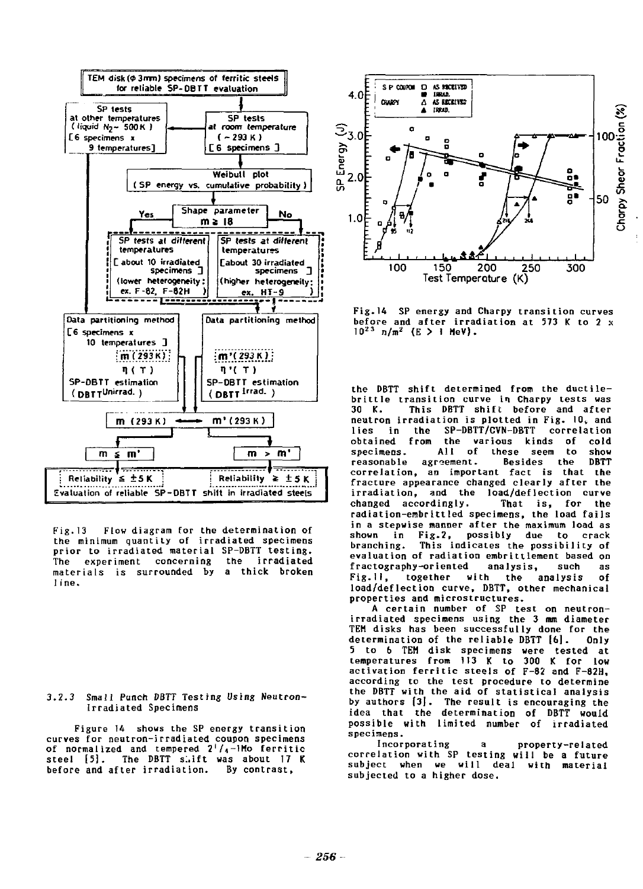Fig.13 Flow diagram for the determination of the minimum quantity of irradiated specimens prior to irradiated material SP-DBTT testing. The experiment concerning the irradiated materials is surrounded by a thick broken line.

### 3.2.3 Small Punch DBTT Testing Using Neutron-Irradiated Specimens

Figure 14 shows the SP energy transition curves for neutron-irradiated coupon specimens of normalized and tempered $2^1/_4$-1Mo ferritic steel [5]. The DBTT shift was about 17 K before and after irradiation. By contrast, the DBTT shift determined from the ductile-brittle transition curve in Charpy tests was 30 K. This DBTT shift before and after neutron irradiation is plotted in Fig. 10, and lies in the SP-DBTT/CVN-DBTT correlation obtained from the various kinds of cold specimens. All of these seem to show reasonable agreement. Besides the DBTT correlation, an important fact is that the fracture appearance changed clearly after the irradiation, and the load/deflection curve changed accordingly. That is, for the radiation-embrittled specimens, the load fails in a stepwise manner after the maximum load as shown in Fig.2, possibly due to crack branching. This indicates the possibility of evaluation of radiation embrittlement based on fractography-oriented analysis, such as Fig.11, together with the analysis of load/deflection curve, DBTT, other mechanical properties and microstructures.

Fig.14 SP energy and Charpy transition curves before and after irradiation at 573 K to 2 x $10^{23}$ $n/m^2$ (E > 1 MeV).

A certain number of SP test on neutron-irradiated specimens using the 3 mm diameter TEM disks has been successfully done for the determination of the reliable DBTT [6]. Only 5 to 6 TEM disk specimens were tested at temperatures from 113 K to 300 K for low activation ferritic steels of F-82 and F-82H, according to the test procedure to determine the DBTT with the aid of statistical analysis by authors [3]. The result is encouraging the idea that the determination of DBTT would possible with limited number of irradiated specimens.

Incorporating a property-related correlation with SP testing will be a future subject when we will deal with material subjected to a higher dose.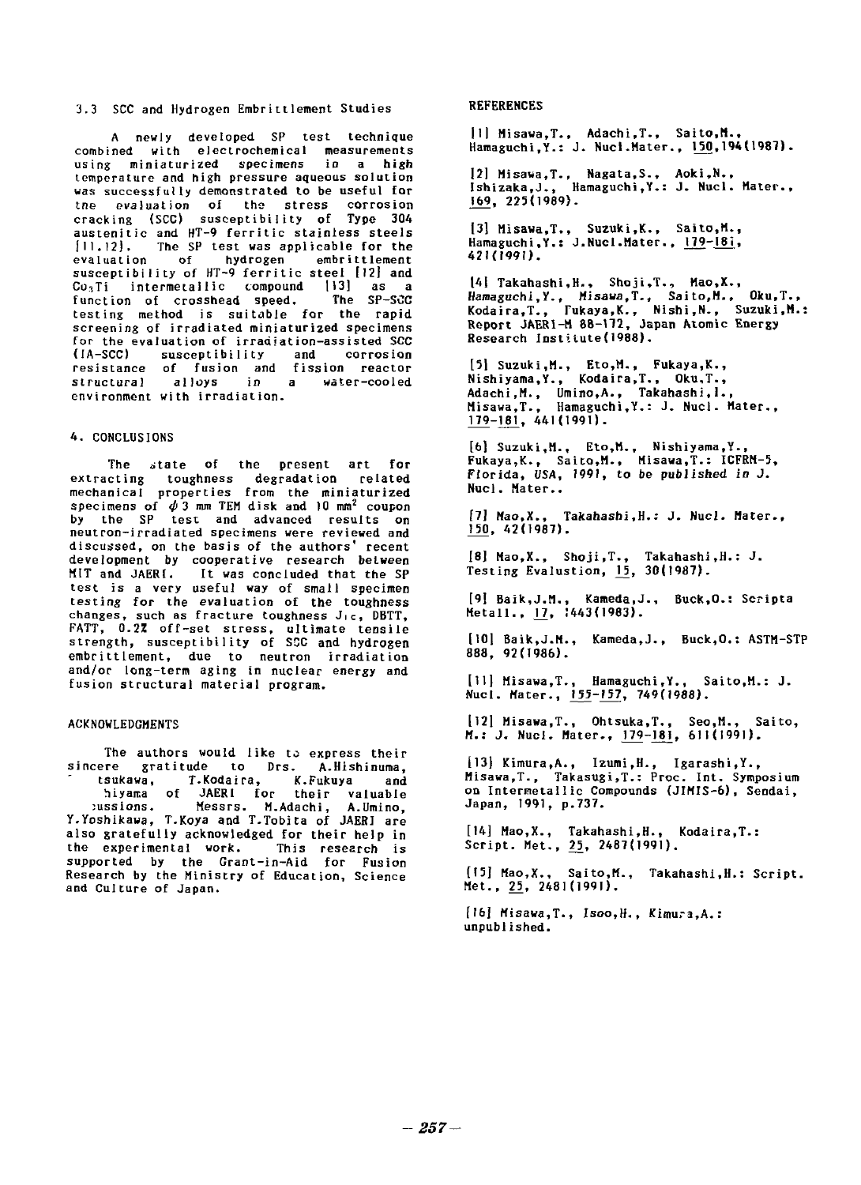### 3.3 SCC and Hydrogen Embrittlement Studies

A newly developed SP test technique combined with electrochemical measurements using miniaturized specimens in a high temperature and high pressure aqueous solution was successfully demonstrated to be useful for the evaluation of the stress corrosion cracking (SCC) susceptibility of Type 304 austenitic and HT-9 ferritic stainless steels [11,12]. The SP test was applicable for the evaluation of hydrogen embrittlement susceptibility of HT-9 ferritic steel [12] and $Co_3Ti$ intermetallic compound [13] as a function of crosshead speed. The SP-SCC testing method is suitable for the rapid screening of irradiated miniaturized specimens for the evaluation of irradiation-assisted SCC (IA-SCC) susceptibility and corrosion resistance of fusion and fission reactor structural alloys in a water-cooled environment with irradiation.

## 4. CONCLUSIONS

The state of the present art for extracting toughness degradation related mechanical properties from the miniaturized specimens of $\phi$ 3 mm TEM disk and 10 mm$^2$ coupon by the SP test and advanced results on neutron-irradiated specimens were reviewed and discussed, on the basis of the authors' recent development by cooperative research between MIT and JAERI. It was concluded that the SP test is a very useful way of small specimen testing for the evaluation of the toughness changes, such as fracture toughness $J_{Ic}$, DBTT, FATT, 0.2% off-set stress, ultimate tensile strength, susceptibility of SCC and hydrogen embrittlement, due to neutron irradiation and/or long-term aging in nuclear energy and fusion structural material program.

## ACKNOWLEDGMENTS

The authors would like to express their sincere gratitude to Drs. A.Hishinuma, tsukawa, T.Kodaira, K.Fukuya and hiyama of JAERI for their valuable cussions. Messrs. M.Adachi, A.Umino, Y.Yoshikawa, T.Koya and T.Tobita of JAERI are also gratefully acknowledged for their help in the experimental work. This research is supported by the Grant-in-Aid for Fusion Research by the Ministry of Education, Science and Culture of Japan.

## REFERENCES

[1] Misawa,T., Adachi,T., Saito,M., Hamaguchi,Y.: J. Nucl.Mater., 150,194(1987).

[2] Misawa,T., Nagata,S., Aoki,N., Ishizaka,J., Hamaguchi,Y.: J. Nucl. Mater., 169, 225(1989).

[3] Misawa,T., Suzuki,K., Saito,M., Hamaguchi,Y.: J.Nucl.Mater., 179-181, 421(1991).

[4] Takahashi,H., Shoji,T., Mao,X., Hamaguchi,Y., Misawa,T., Saito,M., Oku,T., Kodaira,T., Fukaya,K., Nishi,N., Suzuki,M.: Report JAERI-M 88-172, Japan Atomic Energy Research Institute(1988).

[5] Suzuki,M., Eto,M., Fukaya,K., Nishiyama,Y., Kodaira,T., Oku,T., Adachi,M., Umino,A., Takahashi,I., Misawa,T., Hamaguchi,Y.: J. Nucl. Mater., 179-181, 441(1991).

[6] Suzuki,M., Eto,M., Nishiyama,Y., Fukaya,K., Saito,M., Misawa,T.: ICFRM-5, Florida, USA, 1991, to be published in J. Nucl. Mater..

[7] Mao,X., Takahashi,H.: J. Nucl. Mater., 150, 42(1987).

[8] Mao,X., Shoji,T., Takahashi,H.: J. Testing Evalustion, 15, 30(1987).

[9] Baik,J.M., Kameda,J., Buck,O.: Scripta Metall., 17, 1443(1983).

[10] Baik,J.M., Kameda,J., Buck,O.: ASTM-STP 888, 92(1986).

[11] Misawa,T., Hamaguchi,Y., Saito,M.: J. Nucl. Mater., 155-157, 749(1988).

[12] Misawa,T., Ohtsuka,T., Seo,M., Saito, M.: J. Nucl. Mater., 179-181, 611(1991).

[13] Kimura,A., Izumi,H., Igarashi,Y., Misawa,T., Takasugi,T.: Proc. Int. Symposium on Intermetallic Compounds (JIMIS-6), Sendai, Japan, 1991, p.737.

[14] Mao,X., Takahashi,H., Kodaira,T.: Script. Met., 25, 2487(1991).

[15] Mao,X., Saito,M., Takahashi,H.: Script. Met., 25, 2481(1991).

[16] Misawa,T., Isoo,H., Kimura,A.: unpublished.